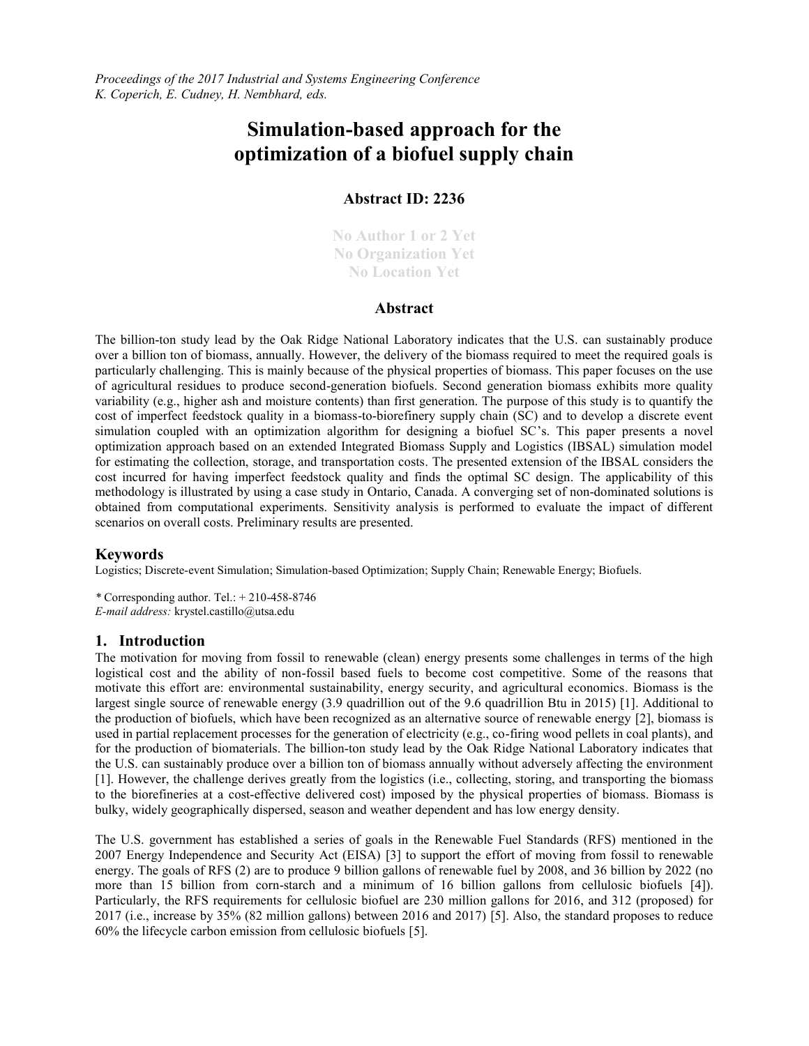*Proceedings of the 2017 Industrial and Systems Engineering Conference*
*K. Coperich, E. Cudney, H. Nembhard, eds.*

# Simulation-based approach for the optimization of a biofuel supply chain

### Abstract ID: 2236

**No Author 1 or 2 Yet**
**No Organization Yet**
**No Location Yet**

### Abstract

The billion-ton study lead by the Oak Ridge National Laboratory indicates that the U.S. can sustainably produce over a billion ton of biomass, annually. However, the delivery of the biomass required to meet the required goals is particularly challenging. This is mainly because of the physical properties of biomass. This paper focuses on the use of agricultural residues to produce second-generation biofuels. Second generation biomass exhibits more quality variability (e.g., higher ash and moisture contents) than first generation. The purpose of this study is to quantify the cost of imperfect feedstock quality in a biomass-to-biorefinery supply chain (SC) and to develop a discrete event simulation coupled with an optimization algorithm for designing a biofuel SC's. This paper presents a novel optimization approach based on an extended Integrated Biomass Supply and Logistics (IBSAL) simulation model for estimating the collection, storage, and transportation costs. The presented extension of the IBSAL considers the cost incurred for having imperfect feedstock quality and finds the optimal SC design. The applicability of this methodology is illustrated by using a case study in Ontario, Canada. A converging set of non-dominated solutions is obtained from computational experiments. Sensitivity analysis is performed to evaluate the impact of different scenarios on overall costs. Preliminary results are presented.

## Keywords

Logistics; Discrete-event Simulation; Simulation-based Optimization; Supply Chain; Renewable Energy; Biofuels.

*\* Corresponding author. Tel.: + 210-458-8746*
*E-mail address:* krystel.castillo@utsa.edu

## 1. Introduction

The motivation for moving from fossil to renewable (clean) energy presents some challenges in terms of the high logistical cost and the ability of non-fossil based fuels to become cost competitive. Some of the reasons that motivate this effort are: environmental sustainability, energy security, and agricultural economics. Biomass is the largest single source of renewable energy (3.9 quadrillion out of the 9.6 quadrillion Btu in 2015) [1]. Additional to the production of biofuels, which have been recognized as an alternative source of renewable energy [2], biomass is used in partial replacement processes for the generation of electricity (e.g., co-firing wood pellets in coal plants), and for the production of biomaterials. The billion-ton study lead by the Oak Ridge National Laboratory indicates that the U.S. can sustainably produce over a billion ton of biomass annually without adversely affecting the environment [1]. However, the challenge derives greatly from the logistics (i.e., collecting, storing, and transporting the biomass to the biorefineries at a cost-effective delivered cost) imposed by the physical properties of biomass. Biomass is bulky, widely geographically dispersed, season and weather dependent and has low energy density.

The U.S. government has established a series of goals in the Renewable Fuel Standards (RFS) mentioned in the 2007 Energy Independence and Security Act (EISA) [3] to support the effort of moving from fossil to renewable energy. The goals of RFS (2) are to produce 9 billion gallons of renewable fuel by 2008, and 36 billion by 2022 (no more than 15 billion from corn-starch and a minimum of 16 billion gallons from cellulosic biofuels [4]). Particularly, the RFS requirements for cellulosic biofuel are 230 million gallons for 2016, and 312 (proposed) for 2017 (i.e., increase by 35% (82 million gallons) between 2016 and 2017) [5]. Also, the standard proposes to reduce 60% the lifecycle carbon emission from cellulosic biofuels [5].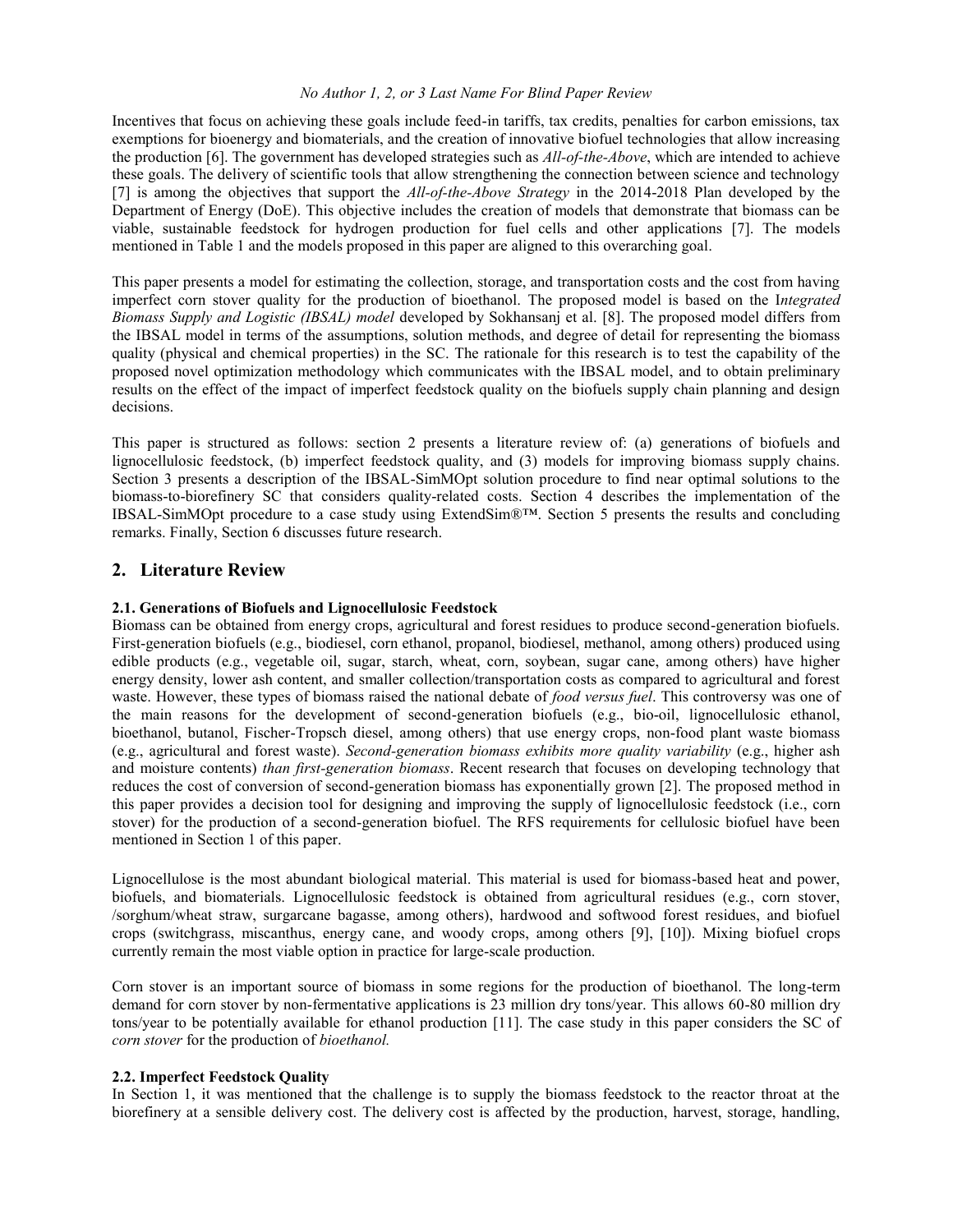Incentives that focus on achieving these goals include feed-in tariffs, tax credits, penalties for carbon emissions, tax exemptions for bioenergy and biomaterials, and the creation of innovative biofuel technologies that allow increasing the production [6]. The government has developed strategies such as *All-of-the-Above*, which are intended to achieve these goals. The delivery of scientific tools that allow strengthening the connection between science and technology [7] is among the objectives that support the *All-of-the-Above Strategy* in the 2014-2018 Plan developed by the Department of Energy (DoE). This objective includes the creation of models that demonstrate that biomass can be viable, sustainable feedstock for hydrogen production for fuel cells and other applications [7]. The models mentioned in Table 1 and the models proposed in this paper are aligned to this overarching goal.

This paper presents a model for estimating the collection, storage, and transportation costs and the cost from having imperfect corn stover quality for the production of bioethanol. The proposed model is based on the I*ntegrated Biomass Supply and Logistic (IBSAL) model* developed by Sokhansanj et al. [8]. The proposed model differs from the IBSAL model in terms of the assumptions, solution methods, and degree of detail for representing the biomass quality (physical and chemical properties) in the SC. The rationale for this research is to test the capability of the proposed novel optimization methodology which communicates with the IBSAL model, and to obtain preliminary results on the effect of the impact of imperfect feedstock quality on the biofuels supply chain planning and design decisions.

This paper is structured as follows: section 2 presents a literature review of: (a) generations of biofuels and lignocellulosic feedstock, (b) imperfect feedstock quality, and (3) models for improving biomass supply chains. Section 3 presents a description of the IBSAL-SimMOpt solution procedure to find near optimal solutions to the biomass-to-biorefinery SC that considers quality-related costs. Section 4 describes the implementation of the IBSAL-SimMOpt procedure to a case study using ExtendSim®™. Section 5 presents the results and concluding remarks. Finally, Section 6 discusses future research.

## 2. Literature Review

### 2.1. Generations of Biofuels and Lignocellulosic Feedstock

Biomass can be obtained from energy crops, agricultural and forest residues to produce second-generation biofuels. First-generation biofuels (e.g., biodiesel, corn ethanol, propanol, biodiesel, methanol, among others) produced using edible products (e.g., vegetable oil, sugar, starch, wheat, corn, soybean, sugar cane, among others) have higher energy density, lower ash content, and smaller collection/transportation costs as compared to agricultural and forest waste. However, these types of biomass raised the national debate of *food versus fuel*. This controversy was one of the main reasons for the development of second-generation biofuels (e.g., bio-oil, lignocellulosic ethanol, bioethanol, butanol, Fischer-Tropsch diesel, among others) that use energy crops, non-food plant waste biomass (e.g., agricultural and forest waste). *Second-generation biomass exhibits more quality variability* (e.g., higher ash and moisture contents) *than first-generation biomass*. Recent research that focuses on developing technology that reduces the cost of conversion of second-generation biomass has exponentially grown [2]. The proposed method in this paper provides a decision tool for designing and improving the supply of lignocellulosic feedstock (i.e., corn stover) for the production of a second-generation biofuel. The RFS requirements for cellulosic biofuel have been mentioned in Section 1 of this paper.

Lignocellulose is the most abundant biological material. This material is used for biomass-based heat and power, biofuels, and biomaterials. Lignocellulosic feedstock is obtained from agricultural residues (e.g., corn stover, /sorghum/wheat straw, surgarcane bagasse, among others), hardwood and softwood forest residues, and biofuel crops (switchgrass, miscanthus, energy cane, and woody crops, among others [9], [10]). Mixing biofuel crops currently remain the most viable option in practice for large-scale production.

Corn stover is an important source of biomass in some regions for the production of bioethanol. The long-term demand for corn stover by non-fermentative applications is 23 million dry tons/year. This allows 60-80 million dry tons/year to be potentially available for ethanol production [11]. The case study in this paper considers the SC of *corn stover* for the production of *bioethanol.*

### 2.2. Imperfect Feedstock Quality

In Section 1, it was mentioned that the challenge is to supply the biomass feedstock to the reactor throat at the biorefinery at a sensible delivery cost. The delivery cost is affected by the production, harvest, storage, handling,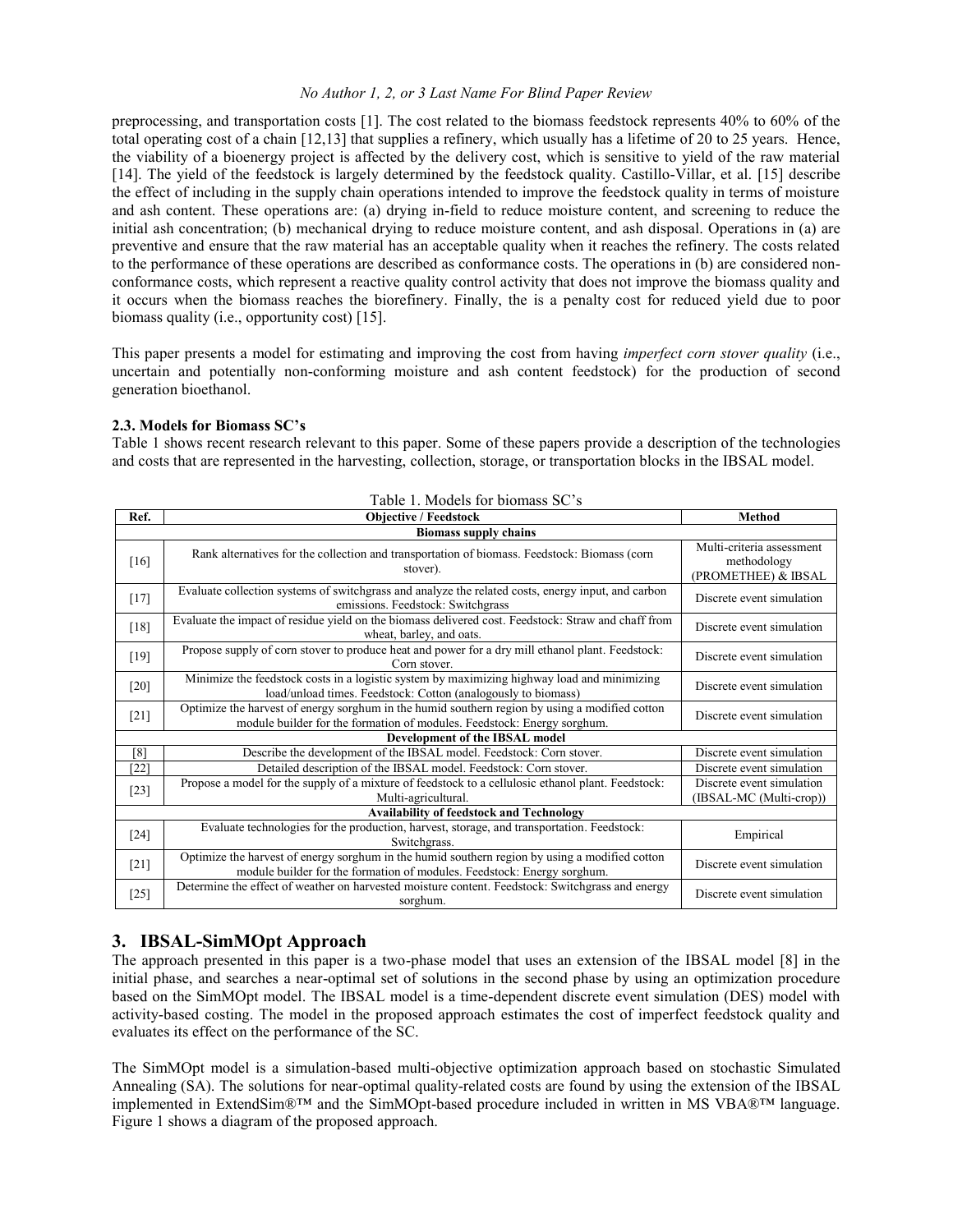preprocessing, and transportation costs [1]. The cost related to the biomass feedstock represents 40% to 60% of the total operating cost of a chain [12,13] that supplies a refinery, which usually has a lifetime of 20 to 25 years. Hence, the viability of a bioenergy project is affected by the delivery cost, which is sensitive to yield of the raw material [14]. The yield of the feedstock is largely determined by the feedstock quality. Castillo-Villar, et al. [15] describe the effect of including in the supply chain operations intended to improve the feedstock quality in terms of moisture and ash content. These operations are: (a) drying in-field to reduce moisture content, and screening to reduce the initial ash concentration; (b) mechanical drying to reduce moisture content, and ash disposal. Operations in (a) are preventive and ensure that the raw material has an acceptable quality when it reaches the refinery. The costs related to the performance of these operations are described as conformance costs. The operations in (b) are considered non-conformance costs, which represent a reactive quality control activity that does not improve the biomass quality and it occurs when the biomass reaches the biorefinery. Finally, the is a penalty cost for reduced yield due to poor biomass quality (i.e., opportunity cost) [15].

This paper presents a model for estimating and improving the cost from having *imperfect corn stover quality* (i.e., uncertain and potentially non-conforming moisture and ash content feedstock) for the production of second generation bioethanol.

### 2.3. Models for Biomass SC's

Table 1 shows recent research relevant to this paper. Some of these papers provide a description of the technologies and costs that are represented in the harvesting, collection, storage, or transportation blocks in the IBSAL model.

Table 1. Models for biomass SC's

| Ref. | Objective / Feedstock | Method |
|---|---|---|
| **Biomass supply chains** | | |
| [16] | Rank alternatives for the collection and transportation of biomass. Feedstock: Biomass (corn stover). | Multi-criteria assessment methodology (PROMETHEE) & IBSAL |
| [17] | Evaluate collection systems of switchgrass and analyze the related costs, energy input, and carbon emissions. Feedstock: Switchgrass | Discrete event simulation |
| [18] | Evaluate the impact of residue yield on the biomass delivered cost. Feedstock: Straw and chaff from wheat, barley, and oats. | Discrete event simulation |
| [19] | Propose supply of corn stover to produce heat and power for a dry mill ethanol plant. Feedstock: Corn stover. | Discrete event simulation |
| [20] | Minimize the feedstock costs in a logistic system by maximizing highway load and minimizing load/unload times. Feedstock: Cotton (analogously to biomass) | Discrete event simulation |
| [21] | Optimize the harvest of energy sorghum in the humid southern region by using a modified cotton module builder for the formation of modules. Feedstock: Energy sorghum. | Discrete event simulation |
| **Development of the IBSAL model** | | |
| [8] | Describe the development of the IBSAL model. Feedstock: Corn stover. | Discrete event simulation |
| [22] | Detailed description of the IBSAL model. Feedstock: Corn stover. | Discrete event simulation |
| [23] | Propose a model for the supply of a mixture of feedstock to a cellulosic ethanol plant. Feedstock: Multi-agricultural. | Discrete event simulation (IBSAL-MC (Multi-crop)) |
| **Availability of feedstock and Technology** | | |
| [24] | Evaluate technologies for the production, harvest, storage, and transportation. Feedstock: Switchgrass. | Empirical |
| [21] | Optimize the harvest of energy sorghum in the humid southern region by using a modified cotton module builder for the formation of modules. Feedstock: Energy sorghum. | Discrete event simulation |
| [25] | Determine the effect of weather on harvested moisture content. Feedstock: Switchgrass and energy sorghum. | Discrete event simulation |

## 3. IBSAL-SimMOpt Approach

The approach presented in this paper is a two-phase model that uses an extension of the IBSAL model [8] in the initial phase, and searches a near-optimal set of solutions in the second phase by using an optimization procedure based on the SimMOpt model. The IBSAL model is a time-dependent discrete event simulation (DES) model with activity-based costing. The model in the proposed approach estimates the cost of imperfect feedstock quality and evaluates its effect on the performance of the SC.

The SimMOpt model is a simulation-based multi-objective optimization approach based on stochastic Simulated Annealing (SA). The solutions for near-optimal quality-related costs are found by using the extension of the IBSAL implemented in ExtendSim®™ and the SimMOpt-based procedure included in written in MS VBA®™ language. Figure 1 shows a diagram of the proposed approach.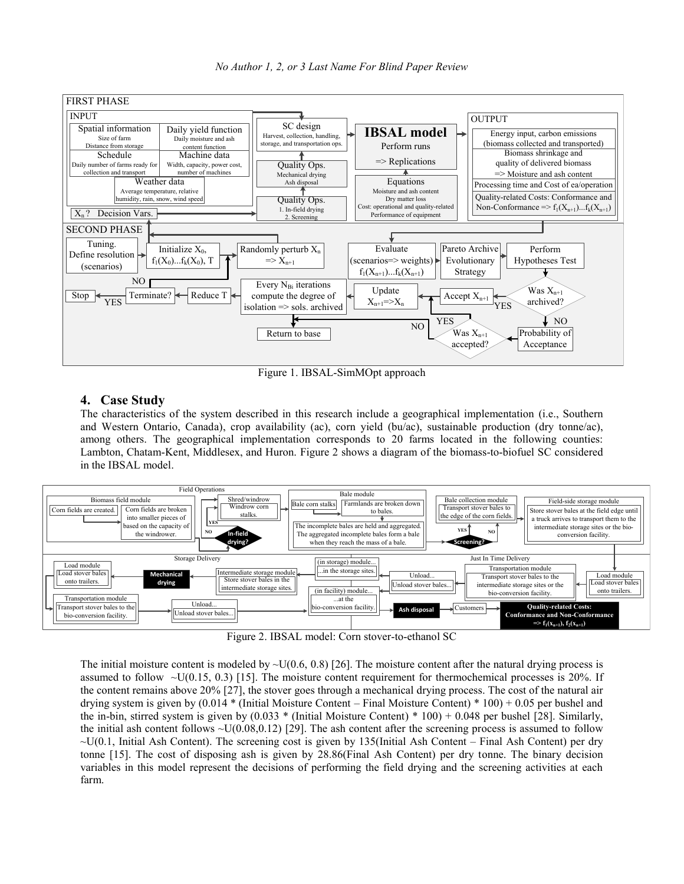Figure 1. IBSAL-SimMOpt approach

## 4. Case Study

The characteristics of the system described in this research include a geographical implementation (i.e., Southern and Western Ontario, Canada), crop availability (ac), corn yield (bu/ac), sustainable production (dry tonne/ac), among others. The geographical implementation corresponds to 20 farms located in the following counties: Lambton, Chatam-Kent, Middlesex, and Huron. Figure 2 shows a diagram of the biomass-to-biofuel SC considered in the IBSAL model.

Figure 2. IBSAL model: Corn stover-to-ethanol SC

The initial moisture content is modeled by ~U(0.6, 0.8) [26]. The moisture content after the natural drying process is assumed to follow ~U(0.15, 0.3) [15]. The moisture content requirement for thermochemical processes is 20%. If the content remains above 20% [27], the stover goes through a mechanical drying process. The cost of the natural air drying system is given by (0.014 * (Initial Moisture Content – Final Moisture Content) * 100) + 0.05 per bushel and the in-bin, stirred system is given by (0.033 * (Initial Moisture Content) * 100) + 0.048 per bushel [28]. Similarly, the initial ash content follows ~U(0.08,0.12) [29]. The ash content after the screening process is assumed to follow ~U(0.1, Initial Ash Content). The screening cost is given by 135(Initial Ash Content – Final Ash Content) per dry tonne [15]. The cost of disposing ash is given by 28.86(Final Ash Content) per dry tonne. The binary decision variables in this model represent the decisions of performing the field drying and the screening activities at each farm.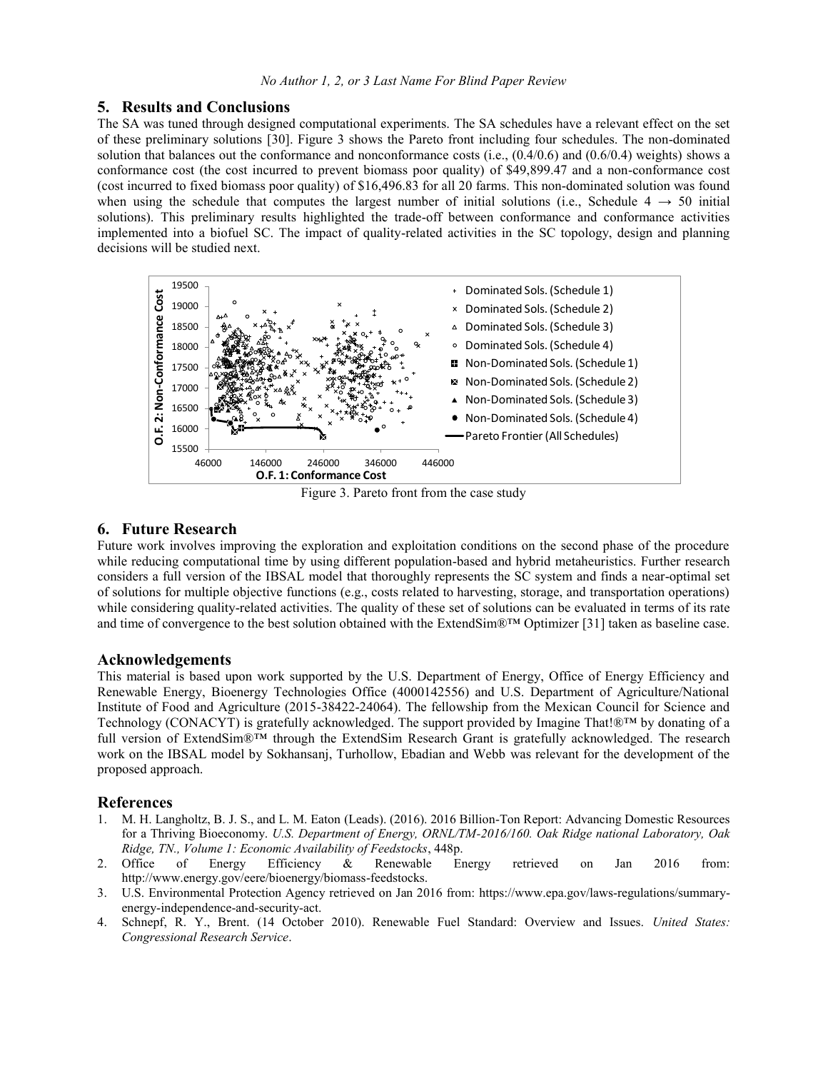## 5. Results and Conclusions

The SA was tuned through designed computational experiments. The SA schedules have a relevant effect on the set of these preliminary solutions [30]. Figure 3 shows the Pareto front including four schedules. The non-dominated solution that balances out the conformance and nonconformance costs (i.e., (0.4/0.6) and (0.6/0.4) weights) shows a conformance cost (the cost incurred to prevent biomass poor quality) of $49,899.47 and a non-conformance cost (cost incurred to fixed biomass poor quality) of $16,496.83 for all 20 farms. This non-dominated solution was found when using the schedule that computes the largest number of initial solutions (i.e., Schedule 4 → 50 initial solutions). This preliminary results highlighted the trade-off between conformance and conformance activities implemented into a biofuel SC. The impact of quality-related activities in the SC topology, design and planning decisions will be studied next.

Figure 3. Pareto front from the case study

## 6. Future Research

Future work involves improving the exploration and exploitation conditions on the second phase of the procedure while reducing computational time by using different population-based and hybrid metaheuristics. Further research considers a full version of the IBSAL model that thoroughly represents the SC system and finds a near-optimal set of solutions for multiple objective functions (e.g., costs related to harvesting, storage, and transportation operations) while considering quality-related activities. The quality of these set of solutions can be evaluated in terms of its rate and time of convergence to the best solution obtained with the ExtendSim®™ Optimizer [31] taken as baseline case.

## Acknowledgements

This material is based upon work supported by the U.S. Department of Energy, Office of Energy Efficiency and Renewable Energy, Bioenergy Technologies Office (4000142556) and U.S. Department of Agriculture/National Institute of Food and Agriculture (2015-38422-24064). The fellowship from the Mexican Council for Science and Technology (CONACYT) is gratefully acknowledged. The support provided by Imagine That!®™ by donating of a full version of ExtendSim®™ through the ExtendSim Research Grant is gratefully acknowledged. The research work on the IBSAL model by Sokhansanj, Turhollow, Ebadian and Webb was relevant for the development of the proposed approach.

## References

1. M. H. Langholtz, B. J. S., and L. M. Eaton (Leads). (2016). 2016 Billion-Ton Report: Advancing Domestic Resources for a Thriving Bioeconomy. *U.S. Department of Energy, ORNL/TM-2016/160. Oak Ridge national Laboratory, Oak Ridge, TN., Volume 1: Economic Availability of Feedstocks*, 448p.
2. Office of Energy Efficiency & Renewable Energy retrieved on Jan 2016 from: http://www.energy.gov/eere/bioenergy/biomass-feedstocks.
3. U.S. Environmental Protection Agency retrieved on Jan 2016 from: https://www.epa.gov/laws-regulations/summary-energy-independence-and-security-act.
4. Schnepf, R. Y., Brent. (14 October 2010). Renewable Fuel Standard: Overview and Issues. *United States: Congressional Research Service*.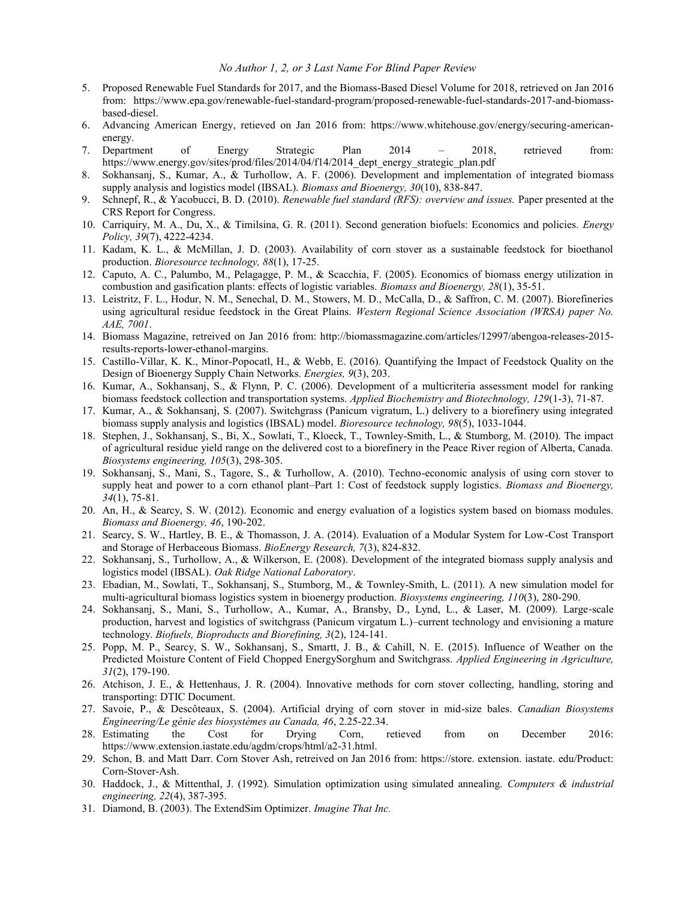5. Proposed Renewable Fuel Standards for 2017, and the Biomass-Based Diesel Volume for 2018, retrieved on Jan 2016 from: https://www.epa.gov/renewable-fuel-standard-program/proposed-renewable-fuel-standards-2017-and-biomass-based-diesel.
6. Advancing American Energy, retieved on Jan 2016 from: https://www.whitehouse.gov/energy/securing-american-energy.
7. Department of Energy Strategic Plan 2014 – 2018, retrieved from: https://www.energy.gov/sites/prod/files/2014/04/f14/2014_dept_energy_strategic_plan.pdf
8. Sokhansanj, S., Kumar, A., & Turhollow, A. F. (2006). Development and implementation of integrated biomass supply analysis and logistics model (IBSAL). *Biomass and Bioenergy, 30*(10), 838-847.
9. Schnepf, R., & Yacobucci, B. D. (2010). *Renewable fuel standard (RFS): overview and issues.* Paper presented at the CRS Report for Congress.
10. Carriquiry, M. A., Du, X., & Timilsina, G. R. (2011). Second generation biofuels: Economics and policies. *Energy Policy, 39*(7), 4222-4234.
11. Kadam, K. L., & McMillan, J. D. (2003). Availability of corn stover as a sustainable feedstock for bioethanol production. *Bioresource technology, 88*(1), 17-25.
12. Caputo, A. C., Palumbo, M., Pelagagge, P. M., & Scacchia, F. (2005). Economics of biomass energy utilization in combustion and gasification plants: effects of logistic variables. *Biomass and Bioenergy, 28*(1), 35-51.
13. Leistritz, F. L., Hodur, N. M., Senechal, D. M., Stowers, M. D., McCalla, D., & Saffron, C. M. (2007). Biorefineries using agricultural residue feedstock in the Great Plains. *Western Regional Science Association (WRSA) paper No. AAE, 7001*.
14. Biomass Magazine, retreived on Jan 2016 from: http://biomassmagazine.com/articles/12997/abengoa-releases-2015-results-reports-lower-ethanol-margins.
15. Castillo-Villar, K. K., Minor-Popocatl, H., & Webb, E. (2016). Quantifying the Impact of Feedstock Quality on the Design of Bioenergy Supply Chain Networks. *Energies, 9*(3), 203.
16. Kumar, A., Sokhansanj, S., & Flynn, P. C. (2006). Development of a multicriteria assessment model for ranking biomass feedstock collection and transportation systems. *Applied Biochemistry and Biotechnology, 129*(1-3), 71-87.
17. Kumar, A., & Sokhansanj, S. (2007). Switchgrass (Panicum vigratum, L.) delivery to a biorefinery using integrated biomass supply analysis and logistics (IBSAL) model. *Bioresource technology, 98*(5), 1033-1044.
18. Stephen, J., Sokhansanj, S., Bi, X., Sowlati, T., Kloeck, T., Townley-Smith, L., & Stumborg, M. (2010). The impact of agricultural residue yield range on the delivered cost to a biorefinery in the Peace River region of Alberta, Canada. *Biosystems engineering, 105*(3), 298-305.
19. Sokhansanj, S., Mani, S., Tagore, S., & Turhollow, A. (2010). Techno-economic analysis of using corn stover to supply heat and power to a corn ethanol plant–Part 1: Cost of feedstock supply logistics. *Biomass and Bioenergy, 34*(1), 75-81.
20. An, H., & Searcy, S. W. (2012). Economic and energy evaluation of a logistics system based on biomass modules. *Biomass and Bioenergy, 46*, 190-202.
21. Searcy, S. W., Hartley, B. E., & Thomasson, J. A. (2014). Evaluation of a Modular System for Low-Cost Transport and Storage of Herbaceous Biomass. *BioEnergy Research, 7*(3), 824-832.
22. Sokhansanj, S., Turhollow, A., & Wilkerson, E. (2008). Development of the integrated biomass supply analysis and logistics model (IBSAL). *Oak Ridge National Laboratory*.
23. Ebadian, M., Sowlati, T., Sokhansanj, S., Stumborg, M., & Townley-Smith, L. (2011). A new simulation model for multi-agricultural biomass logistics system in bioenergy production. *Biosystems engineering, 110*(3), 280-290.
24. Sokhansanj, S., Mani, S., Turhollow, A., Kumar, A., Bransby, D., Lynd, L., & Laser, M. (2009). Large-scale production, harvest and logistics of switchgrass (Panicum virgatum L.)–current technology and envisioning a mature technology. *Biofuels, Bioproducts and Biorefining, 3*(2), 124-141.
25. Popp, M. P., Searcy, S. W., Sokhansanj, S., Smartt, J. B., & Cahill, N. E. (2015). Influence of Weather on the Predicted Moisture Content of Field Chopped EnergySorghum and Switchgrass. *Applied Engineering in Agriculture, 31*(2), 179-190.
26. Atchison, J. E., & Hettenhaus, J. R. (2004). Innovative methods for corn stover collecting, handling, storing and transporting: DTIC Document.
27. Savoie, P., & Descôteaux, S. (2004). Artificial drying of corn stover in mid-size bales. *Canadian Biosystems Engineering/Le génie des biosystèmes au Canada, 46*, 2.25-22.34.
28. Estimating the Cost for Drying Corn, retieved from on December 2016: https://www.extension.iastate.edu/agdm/crops/html/a2-31.html.
29. Schon, B. and Matt Darr. Corn Stover Ash, retreived on Jan 2016 from: https://store. extension. iastate. edu/Product: Corn-Stover-Ash.
30. Haddock, J., & Mittenthal, J. (1992). Simulation optimization using simulated annealing. *Computers & industrial engineering, 22*(4), 387-395.
31. Diamond, B. (2003). The ExtendSim Optimizer. *Imagine That Inc.*